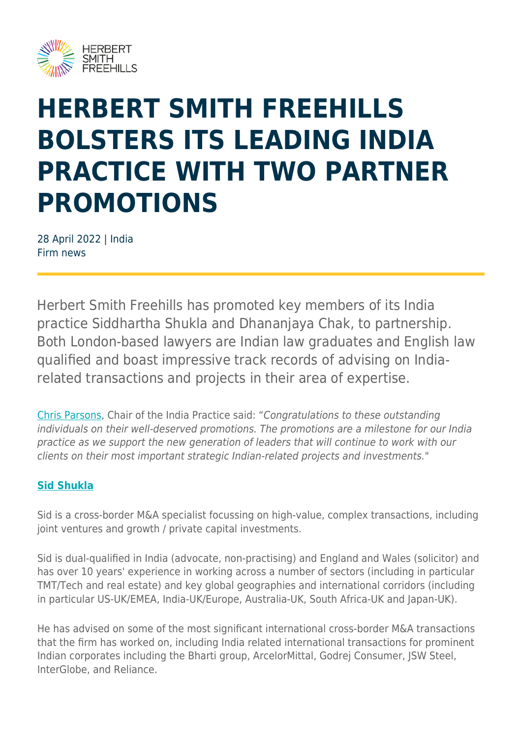# HERBERT SMITH FREEHILLS BOLSTERS ITS LEADING INDIA PRACTICE WITH TWO PARTNER PROMOTIONS

28 April 2022 | India
Firm news

Herbert Smith Freehills has promoted key members of its India practice Siddhartha Shukla and Dhananjaya Chak, to partnership. Both London-based lawyers are Indian law graduates and English law qualified and boast impressive track records of advising on India-related transactions and projects in their area of expertise.

Chris Parsons, Chair of the India Practice said: "*Congratulations to these outstanding individuals on their well-deserved promotions. The promotions are a milestone for our India practice as we support the new generation of leaders that will continue to work with our clients on their most important strategic Indian-related projects and investments.*"

### Sid Shukla

Sid is a cross-border M&A specialist focussing on high-value, complex transactions, including joint ventures and growth / private capital investments.

Sid is dual-qualified in India (advocate, non-practising) and England and Wales (solicitor) and has over 10 years' experience in working across a number of sectors (including in particular TMT/Tech and real estate) and key global geographies and international corridors (including in particular US-UK/EMEA, India-UK/Europe, Australia-UK, South Africa-UK and Japan-UK).

He has advised on some of the most significant international cross-border M&A transactions that the firm has worked on, including India related international transactions for prominent Indian corporates including the Bharti group, ArcelorMittal, Godrej Consumer, JSW Steel, InterGlobe, and Reliance.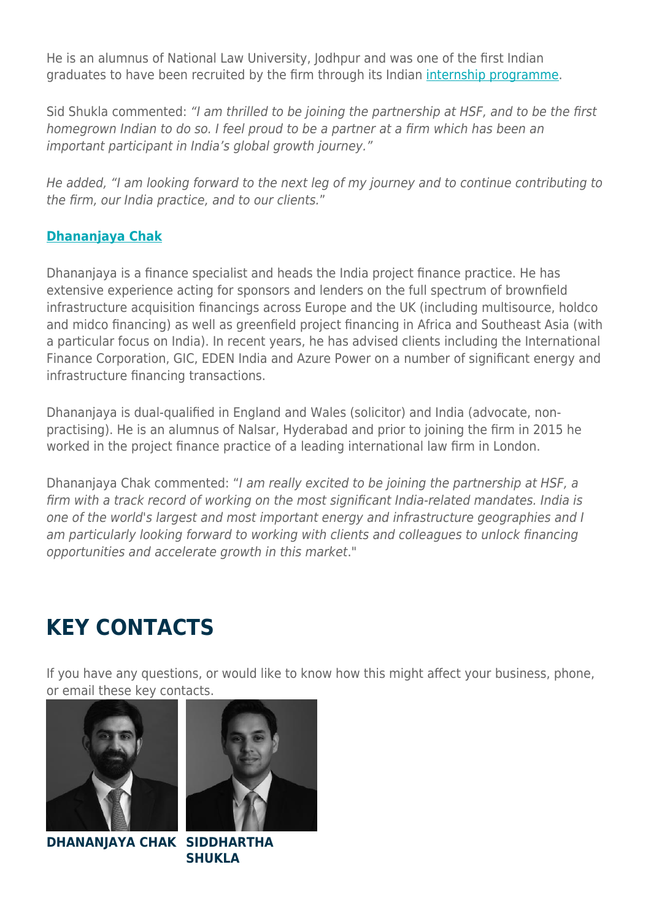He is an alumnus of National Law University, Jodhpur and was one of the first Indian graduates to have been recruited by the firm through its Indian [internship programme](#).

Sid Shukla commented: *"I am thrilled to be joining the partnership at HSF, and to be the first homegrown Indian to do so. I feel proud to be a partner at a firm which has been an important participant in India's global growth journey."*

*He added, "I am looking forward to the next leg of my journey and to continue contributing to the firm, our India practice, and to our clients.*"

### **Dhananjaya Chak**

Dhananjaya is a finance specialist and heads the India project finance practice. He has extensive experience acting for sponsors and lenders on the full spectrum of brownfield infrastructure acquisition financings across Europe and the UK (including multisource, holdco and midco financing) as well as greenfield project financing in Africa and Southeast Asia (with a particular focus on India). In recent years, he has advised clients including the International Finance Corporation, GIC, EDEN India and Azure Power on a number of significant energy and infrastructure financing transactions.

Dhananjaya is dual-qualified in England and Wales (solicitor) and India (advocate, non-practising). He is an alumnus of Nalsar, Hyderabad and prior to joining the firm in 2015 he worked in the project finance practice of a leading international law firm in London.

Dhananjaya Chak commented: "*I am really excited to be joining the partnership at HSF, a firm with a track record of working on the most significant India-related mandates. India is one of the world's largest and most important energy and infrastructure geographies and I am particularly looking forward to working with clients and colleagues to unlock financing opportunities and accelerate growth in this market*."

# KEY CONTACTS

If you have any questions, or would like to know how this might affect your business, phone, or email these key contacts.

**DHANANJAYA CHAK**

**SIDDHARTHA SHUKLA**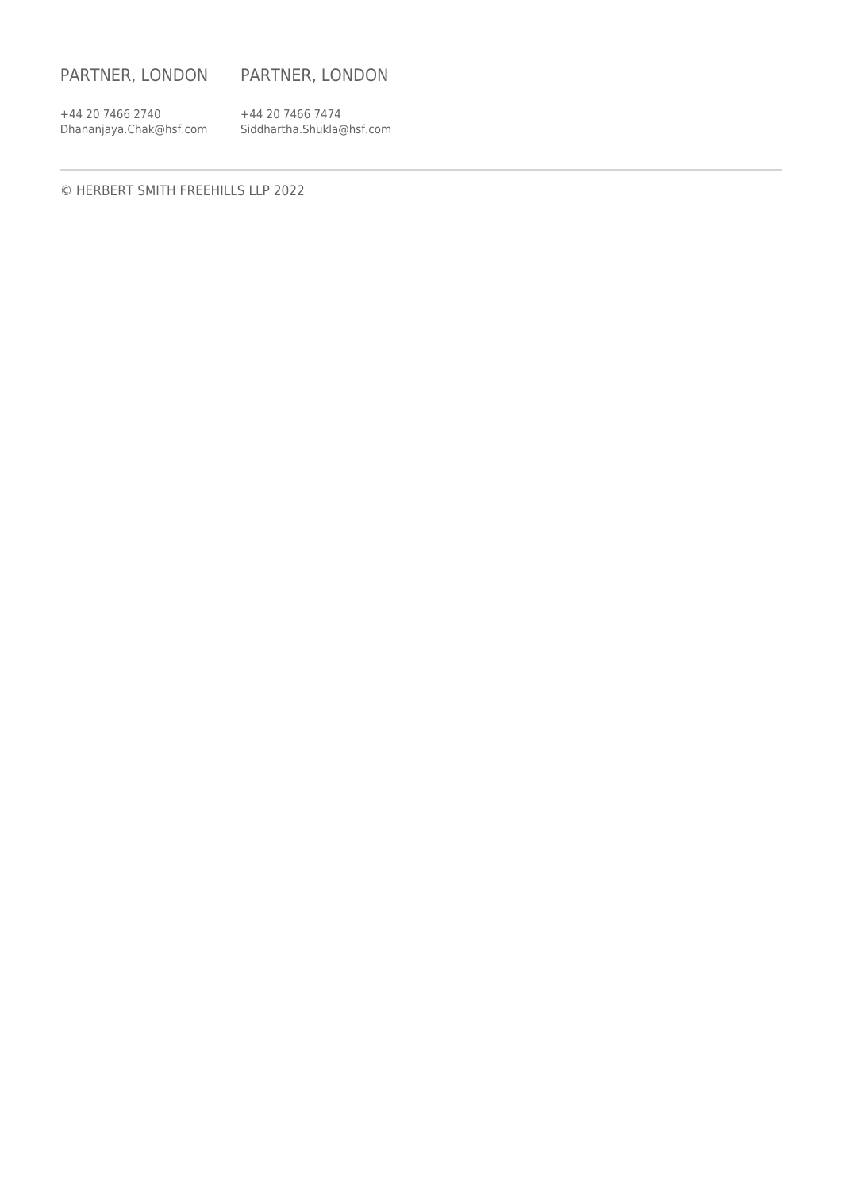PARTNER, LONDON

+44 20 7466 2740
Dhananjaya.Chak@hsf.com

PARTNER, LONDON

+44 20 7466 7474
Siddhartha.Shukla@hsf.com

---

© HERBERT SMITH FREEHILLS LLP 2022